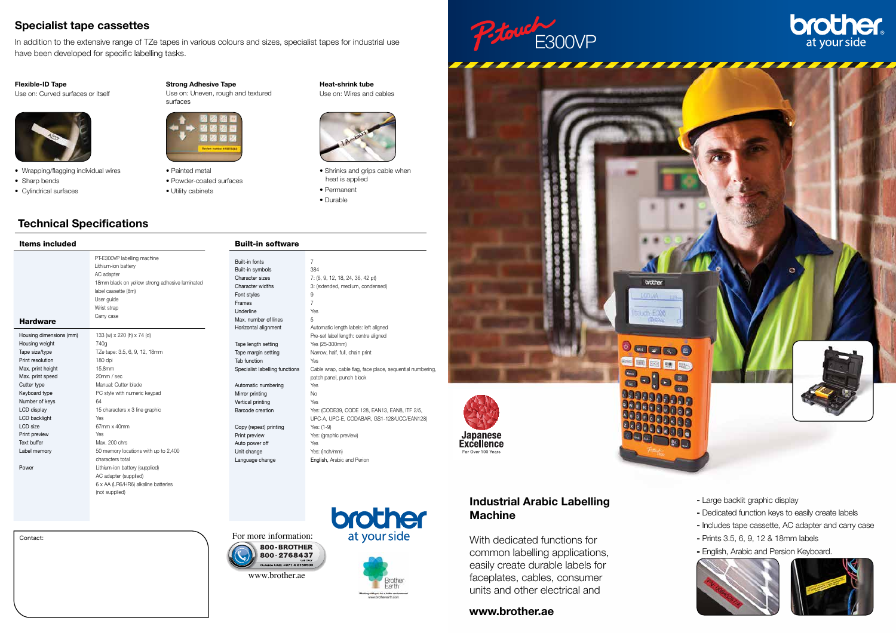## Specialist tape cassettes

In addition to the extensive range of TZe tapes in various colours and sizes, specialist tapes for industrial use have been developed for specific labelling tasks.

**Flexible-ID Tape**
Use on: Curved surfaces or itself

- Wrapping/flagging individual wires
- Sharp bends
- Cylindrical surfaces

**Strong Adhesive Tape**
Use on: Uneven, rough and textured surfaces

- Painted metal
- Powder-coated surfaces
- Utility cabinets

**Heat-shrink tube**
Use on: Wires and cables

- Shrinks and grips cable when heat is applied
- Permanent
- Durable

## Technical Specifications

### Items included

PT-E300VP labelling machine
Lithium-ion battery
AC adapter
18mm black on yellow strong adhesive laminated label cassette (8m)
User guide
Wrist strap
Carry case

### Hardware

| | |
|---|---|
| Housing dimensions (mm) | 133 (w) x 220 (h) x 74 (d) |
| Housing weight | 740g |
| Tape size/type | TZe tape: 3.5, 6, 9, 12, 18mm |
| Print resolution | 180 dpi |
| Max. print height | 15.8mm |
| Max. print speed | 20mm / sec |
| Cutter type | Manual: Cutter blade |
| Keyboard type | PC style with numeric keypad |
| Number of keys | 64 |
| LCD display | 15 characters x 3 line graphic |
| LCD backlight | Yes |
| LCD size | 67mm x 40mm |
| Print preview | Yes |
| Text buffer | Max. 200 chrs |
| Label memory | 50 memory locations with up to 2,400 characters total |
| Power | Lithium-ion battery (supplied)<br>AC adapter (supplied)<br>6 x AA (LR6/HR6) alkaline batteries (not supplied) |

### Built-in software

| | |
|---|---|
| Built-in fonts | 7 |
| Built-in symbols | 384 |
| Character sizes | 7: (6, 9, 12, 18, 24, 36, 42 pt) |
| Character widths | 3: (extended, medium, condensed) |
| Font styles | 9 |
| Frames | 7 |
| Underline | Yes |
| Max. number of lines | 5 |
| Horizontal alignment | Automatic length labels: left aligned<br>Pre-set label length: centre aligned |
| Tape length setting | Yes (25-300mm) |
| Tape margin setting | Narrow, half, full, chain print |
| Tab function | Yes |
| Specialist labelling functions | Cable wrap, cable flag, face place, sequential numbering, patch panel, punch block |
| Automatic numbering | Yes |
| Mirror printing | No |
| Vertical printing | Yes |
| Barcode creation | Yes: (CODE39, CODE 128, EAN13, EAN8, ITF 2/5, UPC-A, UPC-E, CODABAR, GS1-128/UCC/EAN128) |
| Copy (repeat) printing | Yes: (1-9) |
| Print preview | Yes: (graphic preview) |
| Auto power off | Yes |
| Unit change | Yes: (inch/mm) |
| Language change | English, Arabic and Perion |

Contact:

For more information:
800-BROTHER
800-2768437
UAE ONLY
Outside UAE: +971 4 8150500
www.brother.ae

brother
at your side

Brother Earth
Working with you for a better environment
www.brotherearth.com

# P-touch E300VP

brother
at your side

Japanese Excellence
For Over 100 Years

## Industrial Arabic Labelling Machine

With dedicated functions for common labelling applications, easily create durable labels for faceplates, cables, consumer units and other electrical and

**www.brother.ae**

- Large backlit graphic display
- Dedicated function keys to easily create labels
- Includes tape cassette, AC adapter and carry case
- Prints 3.5, 6, 9, 12 & 18mm labels
- English, Arabic and Persion Keyboard.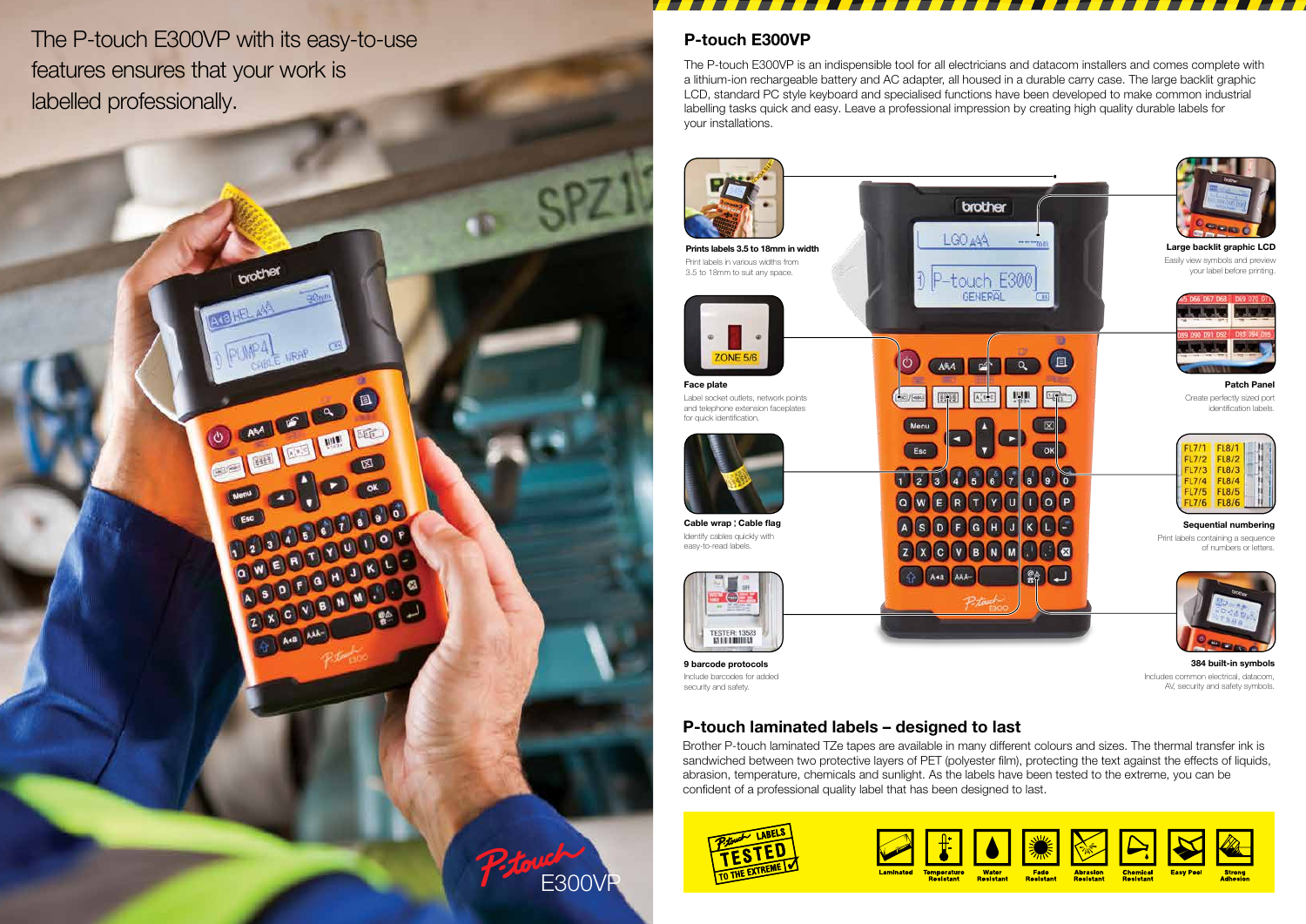The P-touch E300VP with its easy-to-use features ensures that your work is labelled professionally.

## P-touch E300VP

The P-touch E300VP is an indispensable tool for all electricians and datacom installers and comes complete with a lithium-ion rechargeable battery and AC adapter, all housed in a durable carry case. The large backlit graphic LCD, standard PC style keyboard and specialised functions have been developed to make common industrial labelling tasks quick and easy. Leave a professional impression by creating high quality durable labels for your installations.

**Prints labels 3.5 to 18mm in width**
Print labels in various widths from 3.5 to 18mm to suit any space.

**Face plate**
Label socket outlets, network points and telephone extension faceplates for quick identification.

**Cable wrap | Cable flag**
Identify cables quickly with easy-to-read labels.

**9 barcode protocols**
Include barcodes for added security and safety.

**Large backlit graphic LCD**
Easily view symbols and preview your label before printing.

**Patch Panel**
Create perfectly sized port identification labels.

**Sequential numbering**
Print labels containing a sequence of numbers or letters.

**384 built-in symbols**
Includes common electrical, datacom, AV, security and safety symbols.

## P-touch laminated labels – designed to last

Brother P-touch laminated TZe tapes are available in many different colours and sizes. The thermal transfer ink is sandwiched between two protective layers of PET (polyester film), protecting the text against the effects of liquids, abrasion, temperature, chemicals and sunlight. As the labels have been tested to the extreme, you can be confident of a professional quality label that has been designed to last.

P-touch LABELS TESTED TO THE EXTREME

Laminated | Temperature Resistant | Water Resistant | Fade Resistant | Abrasion Resistant | Chemical Resistant | Easy Peel | Strong Adhesion